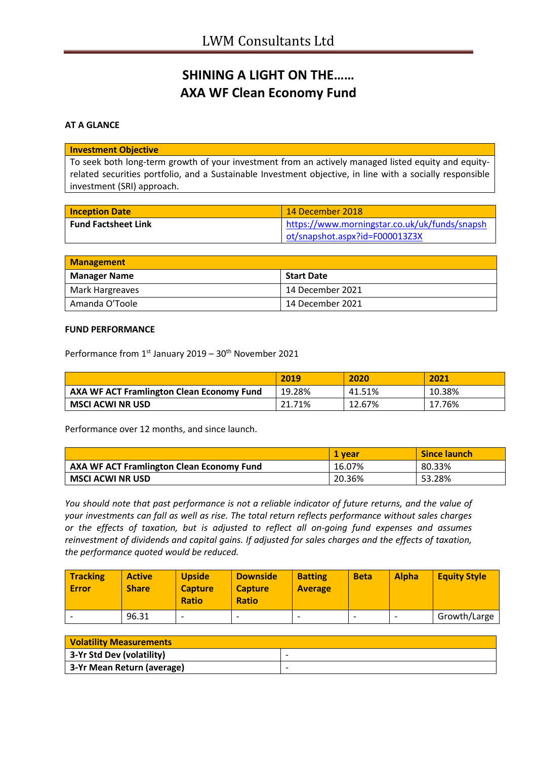# SHINING A LIGHT ON THE……
# AXA WF Clean Economy Fund

**AT A GLANCE**

| **Investment Objective** |
| --- |
| To seek both long-term growth of your investment from an actively managed listed equity and equity-related securities portfolio, and a Sustainable Investment objective, in line with a socially responsible investment (SRI) approach. |

| **Inception Date** | 14 December 2018 |
| --- | --- |
| **Fund Factsheet Link** | https://www.morningstar.co.uk/uk/funds/snapshot/snapshot.aspx?id=F000013Z3X |

| **Management** | |
| --- | --- |
| **Manager Name** | **Start Date** |
| Mark Hargreaves | 14 December 2021 |
| Amanda O'Toole | 14 December 2021 |

**FUND PERFORMANCE**

Performance from 1st January 2019 – 30th November 2021

| | 2019 | 2020 | 2021 |
| --- | --- | --- | --- |
| **AXA WF ACT Framlington Clean Economy Fund** | 19.28% | 41.51% | 10.38% |
| **MSCI ACWI NR USD** | 21.71% | 12.67% | 17.76% |

Performance over 12 months, and since launch.

| | 1 year | Since launch |
| --- | --- | --- |
| **AXA WF ACT Framlington Clean Economy Fund** | 16.07% | 80.33% |
| **MSCI ACWI NR USD** | 20.36% | 53.28% |

*You should note that past performance is not a reliable indicator of future returns, and the value of your investments can fall as well as rise. The total return reflects performance without sales charges or the effects of taxation, but is adjusted to reflect all on-going fund expenses and assumes reinvestment of dividends and capital gains. If adjusted for sales charges and the effects of taxation, the performance quoted would be reduced.*

| Tracking Error | Active Share | Upside Capture Ratio | Downside Capture Ratio | Batting Average | Beta | Alpha | Equity Style |
| --- | --- | --- | --- | --- | --- | --- | --- |
| - | 96.31 | - | - | - | - | - | Growth/Large |

| **Volatility Measurements** | |
| --- | --- |
| **3-Yr Std Dev (volatility)** | - |
| **3-Yr Mean Return (average)** | - |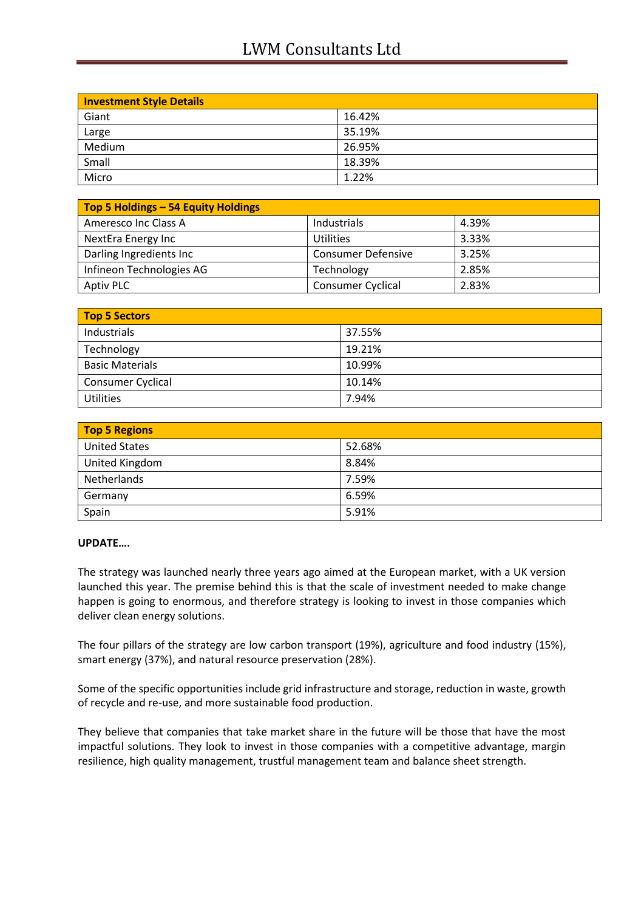| Investment Style Details | |
|---|---|
| Giant | 16.42% |
| Large | 35.19% |
| Medium | 26.95% |
| Small | 18.39% |
| Micro | 1.22% |

| Top 5 Holdings – 54 Equity Holdings | | |
|---|---|---|
| Ameresco Inc Class A | Industrials | 4.39% |
| NextEra Energy Inc | Utilities | 3.33% |
| Darling Ingredients Inc | Consumer Defensive | 3.25% |
| Infineon Technologies AG | Technology | 2.85% |
| Aptiv PLC | Consumer Cyclical | 2.83% |

| Top 5 Sectors | |
|---|---|
| Industrials | 37.55% |
| Technology | 19.21% |
| Basic Materials | 10.99% |
| Consumer Cyclical | 10.14% |
| Utilities | 7.94% |

| Top 5 Regions | |
|---|---|
| United States | 52.68% |
| United Kingdom | 8.84% |
| Netherlands | 7.59% |
| Germany | 6.59% |
| Spain | 5.91% |

**UPDATE….**

The strategy was launched nearly three years ago aimed at the European market, with a UK version launched this year. The premise behind this is that the scale of investment needed to make change happen is going to enormous, and therefore strategy is looking to invest in those companies which deliver clean energy solutions.

The four pillars of the strategy are low carbon transport (19%), agriculture and food industry (15%), smart energy (37%), and natural resource preservation (28%).

Some of the specific opportunities include grid infrastructure and storage, reduction in waste, growth of recycle and re-use, and more sustainable food production.

They believe that companies that take market share in the future will be those that have the most impactful solutions. They look to invest in those companies with a competitive advantage, margin resilience, high quality management, trustful management team and balance sheet strength.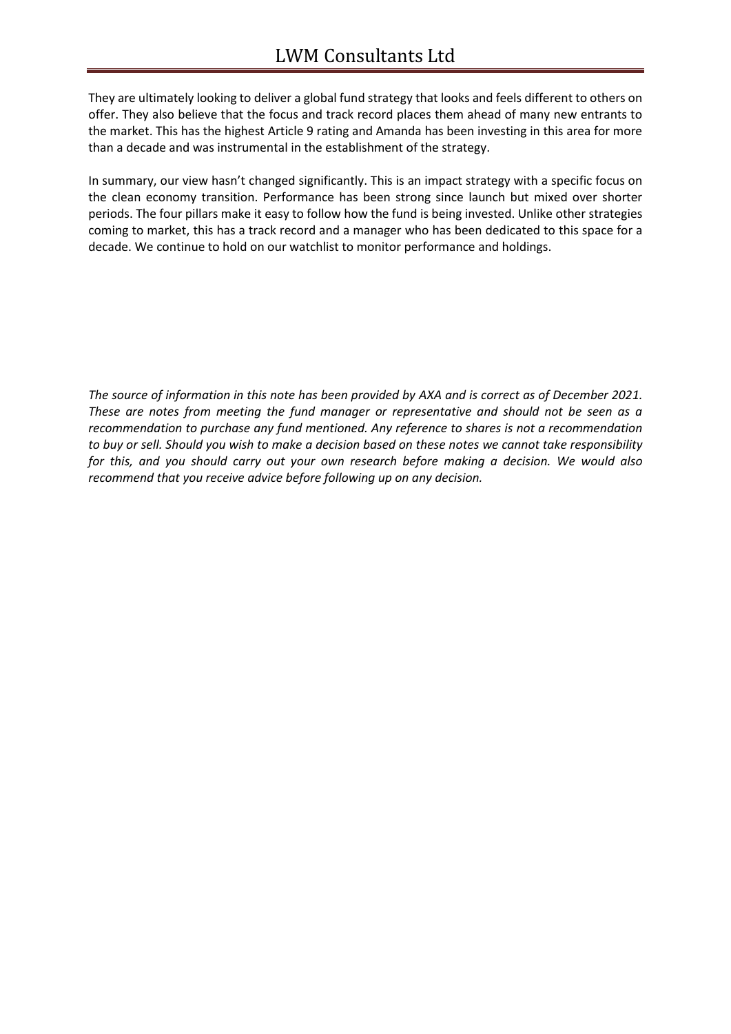They are ultimately looking to deliver a global fund strategy that looks and feels different to others on offer. They also believe that the focus and track record places them ahead of many new entrants to the market. This has the highest Article 9 rating and Amanda has been investing in this area for more than a decade and was instrumental in the establishment of the strategy.

In summary, our view hasn't changed significantly. This is an impact strategy with a specific focus on the clean economy transition. Performance has been strong since launch but mixed over shorter periods. The four pillars make it easy to follow how the fund is being invested. Unlike other strategies coming to market, this has a track record and a manager who has been dedicated to this space for a decade. We continue to hold on our watchlist to monitor performance and holdings.

*The source of information in this note has been provided by AXA and is correct as of December 2021. These are notes from meeting the fund manager or representative and should not be seen as a recommendation to purchase any fund mentioned. Any reference to shares is not a recommendation to buy or sell. Should you wish to make a decision based on these notes we cannot take responsibility for this, and you should carry out your own research before making a decision. We would also recommend that you receive advice before following up on any decision.*